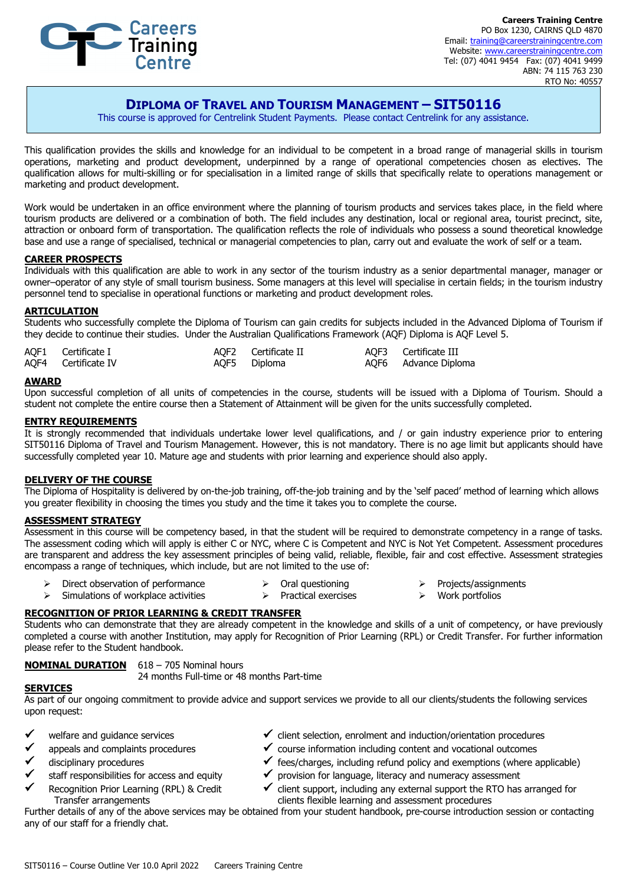Careers Training Centre

**Careers Training Centre**
PO Box 1230, CAIRNS QLD 4870
Email: training@careerstrainingcentre.com
Website: www.careerstrainingcentre.com
Tel: (07) 4041 9454 Fax: (07) 4041 9499
ABN: 74 115 763 230
RTO No: 40557

# DIPLOMA OF TRAVEL AND TOURISM MANAGEMENT – SIT50116

This course is approved for Centrelink Student Payments. Please contact Centrelink for any assistance.

This qualification provides the skills and knowledge for an individual to be competent in a broad range of managerial skills in tourism operations, marketing and product development, underpinned by a range of operational competencies chosen as electives. The qualification allows for multi-skilling or for specialisation in a limited range of skills that specifically relate to operations management or marketing and product development.

Work would be undertaken in an office environment where the planning of tourism products and services takes place, in the field where tourism products are delivered or a combination of both. The field includes any destination, local or regional area, tourist precinct, site, attraction or onboard form of transportation. The qualification reflects the role of individuals who possess a sound theoretical knowledge base and use a range of specialised, technical or managerial competencies to plan, carry out and evaluate the work of self or a team.

## CAREER PROSPECTS

Individuals with this qualification are able to work in any sector of the tourism industry as a senior departmental manager, manager or owner–operator of any style of small tourism business. Some managers at this level will specialise in certain fields; in the tourism industry personnel tend to specialise in operational functions or marketing and product development roles.

## ARTICULATION

Students who successfully complete the Diploma of Tourism can gain credits for subjects included in the Advanced Diploma of Tourism if they decide to continue their studies. Under the Australian Qualifications Framework (AQF) Diploma is AQF Level 5.

| | | | | | |
|---|---|---|---|---|---|
| AQF1 | Certificate I | AQF2 | Certificate II | AQF3 | Certificate III |
| AQF4 | Certificate IV | AQF5 | Diploma | AQF6 | Advance Diploma |

## AWARD

Upon successful completion of all units of competencies in the course, students will be issued with a Diploma of Tourism. Should a student not complete the entire course then a Statement of Attainment will be given for the units successfully completed.

## ENTRY REQUIREMENTS

It is strongly recommended that individuals undertake lower level qualifications, and / or gain industry experience prior to entering SIT50116 Diploma of Travel and Tourism Management. However, this is not mandatory. There is no age limit but applicants should have successfully completed year 10. Mature age and students with prior learning and experience should also apply.

## DELIVERY OF THE COURSE

The Diploma of Hospitality is delivered by on-the-job training, off-the-job training and by the 'self paced' method of learning which allows you greater flexibility in choosing the times you study and the time it takes you to complete the course.

## ASSESSMENT STRATEGY

Assessment in this course will be competency based, in that the student will be required to demonstrate competency in a range of tasks. The assessment coding which will apply is either C or NYC, where C is Competent and NYC is Not Yet Competent. Assessment procedures are transparent and address the key assessment principles of being valid, reliable, flexible, fair and cost effective. Assessment strategies encompass a range of techniques, which include, but are not limited to the use of:

- Direct observation of performance
- Simulations of workplace activities
- Oral questioning
- Practical exercises
- Projects/assignments
- Work portfolios

## RECOGNITION OF PRIOR LEARNING & CREDIT TRANSFER

Students who can demonstrate that they are already competent in the knowledge and skills of a unit of competency, or have previously completed a course with another Institution, may apply for Recognition of Prior Learning (RPL) or Credit Transfer. For further information please refer to the Student handbook.

**NOMINAL DURATION** 618 – 705 Nominal hours
24 months Full-time or 48 months Part-time

## SERVICES

As part of our ongoing commitment to provide advice and support services we provide to all our clients/students the following services upon request:

- ✓ welfare and guidance services
- ✓ appeals and complaints procedures
- ✓ disciplinary procedures
- ✓ staff responsibilities for access and equity
- ✓ Recognition Prior Learning (RPL) & Credit Transfer arrangements
- ✓ client selection, enrolment and induction/orientation procedures
- ✓ course information including content and vocational outcomes
- ✓ fees/charges, including refund policy and exemptions (where applicable)
- ✓ provision for language, literacy and numeracy assessment
- ✓ client support, including any external support the RTO has arranged for clients flexible learning and assessment procedures

Further details of any of the above services may be obtained from your student handbook, pre-course introduction session or contacting any of our staff for a friendly chat.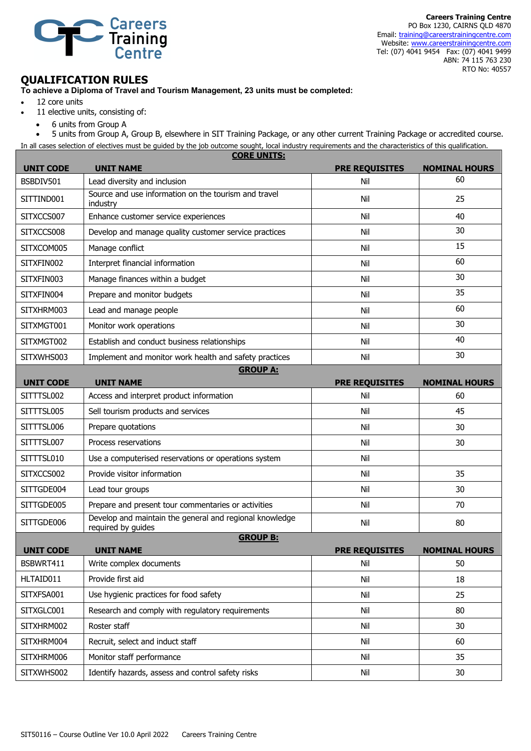**Careers Training Centre**
PO Box 1230, CAIRNS QLD 4870
Email: training@careerstrainingcentre.com
Website: www.careerstrainingcentre.com
Tel: (07) 4041 9454 Fax: (07) 4041 9499
ABN: 74 115 763 230
RTO No: 40557

## QUALIFICATION RULES

**To achieve a Diploma of Travel and Tourism Management, 23 units must be completed:**

- 12 core units
- 11 elective units, consisting of:
  - 6 units from Group A
  - 5 units from Group A, Group B, elsewhere in SIT Training Package, or any other current Training Package or accredited course.

In all cases selection of electives must be guided by the job outcome sought, local industry requirements and the characteristics of this qualification.

| UNIT CODE | UNIT NAME | PRE REQUISITES | NOMINAL HOURS |
|---|---|---|---|
| **CORE UNITS:** | | | |
| BSBDIV501 | Lead diversity and inclusion | Nil | 60 |
| SITTIND001 | Source and use information on the tourism and travel industry | Nil | 25 |
| SITXCCS007 | Enhance customer service experiences | Nil | 40 |
| SITXCCS008 | Develop and manage quality customer service practices | Nil | 30 |
| SITXCOM005 | Manage conflict | Nil | 15 |
| SITXFIN002 | Interpret financial information | Nil | 60 |
| SITXFIN003 | Manage finances within a budget | Nil | 30 |
| SITXFIN004 | Prepare and monitor budgets | Nil | 35 |
| SITXHRM003 | Lead and manage people | Nil | 60 |
| SITXMGT001 | Monitor work operations | Nil | 30 |
| SITXMGT002 | Establish and conduct business relationships | Nil | 40 |
| SITXWHS003 | Implement and monitor work health and safety practices | Nil | 30 |
| **GROUP A:** | | | |
| SITTTSL002 | Access and interpret product information | Nil | 60 |
| SITTTSL005 | Sell tourism products and services | Nil | 45 |
| SITTTSL006 | Prepare quotations | Nil | 30 |
| SITTTSL007 | Process reservations | Nil | 30 |
| SITTTSL010 | Use a computerised reservations or operations system | Nil | |
| SITXCCS002 | Provide visitor information | Nil | 35 |
| SITTGDE004 | Lead tour groups | Nil | 30 |
| SITTGDE005 | Prepare and present tour commentaries or activities | Nil | 70 |
| SITTGDE006 | Develop and maintain the general and regional knowledge required by guides | Nil | 80 |
| **GROUP B:** | | | |
| BSBWRT411 | Write complex documents | Nil | 50 |
| HLTAID011 | Provide first aid | Nil | 18 |
| SITXFSA001 | Use hygienic practices for food safety | Nil | 25 |
| SITXGLC001 | Research and comply with regulatory requirements | Nil | 80 |
| SITXHRM002 | Roster staff | Nil | 30 |
| SITXHRM004 | Recruit, select and induct staff | Nil | 60 |
| SITXHRM006 | Monitor staff performance | Nil | 35 |
| SITXWHS002 | Identify hazards, assess and control safety risks | Nil | 30 |

SIT50116 – Course Outline Ver 10.0 April 2022 Careers Training Centre